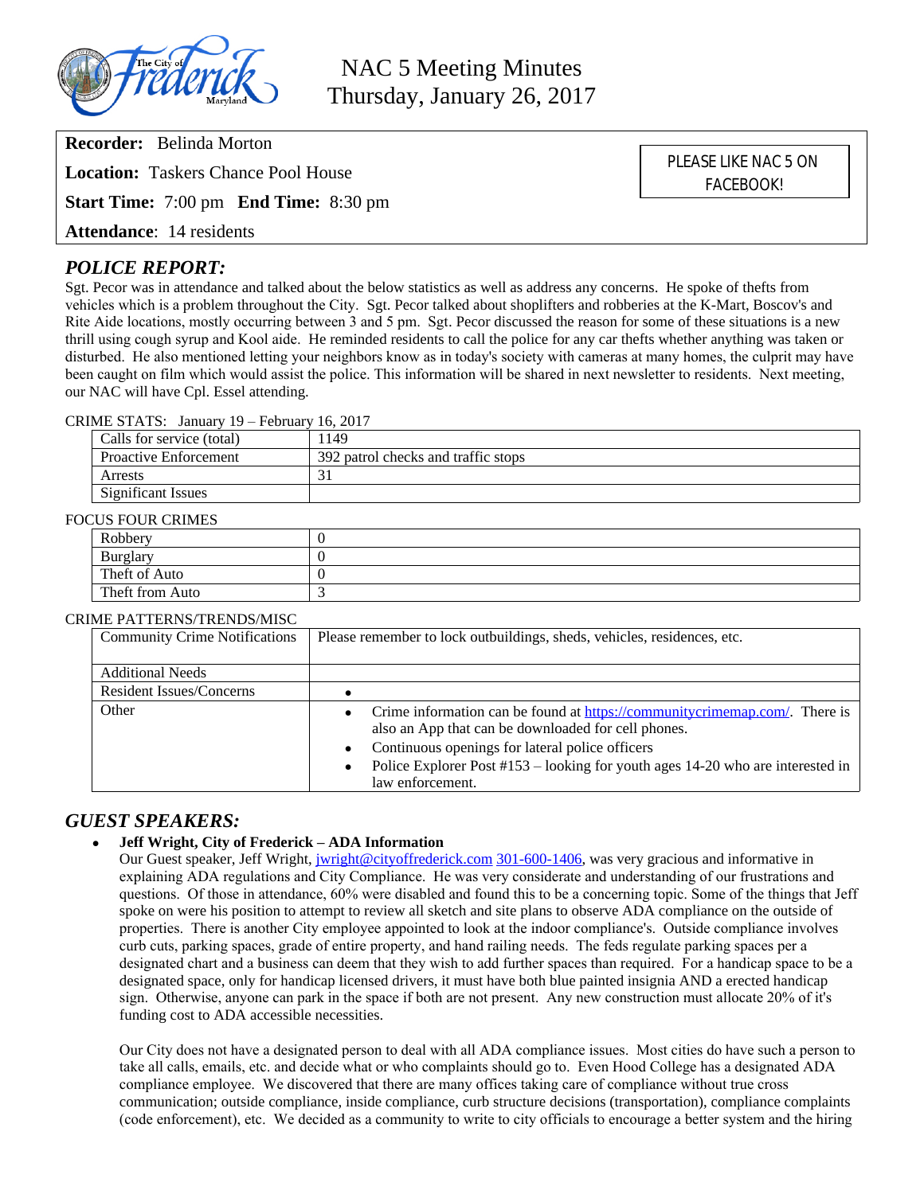# NAC 5 Meeting Minutes
## Thursday, January 26, 2017

**Recorder:** Belinda Morton

**Location:** Taskers Chance Pool House

**Start Time:** 7:00 pm **End Time:** 8:30 pm

**Attendance**: 14 residents

PLEASE LIKE NAC 5 ON FACEBOOK!

## *POLICE REPORT:*

Sgt. Pecor was in attendance and talked about the below statistics as well as address any concerns. He spoke of thefts from vehicles which is a problem throughout the City. Sgt. Pecor talked about shoplifters and robberies at the K-Mart, Boscov's and Rite Aide locations, mostly occurring between 3 and 5 pm. Sgt. Pecor discussed the reason for some of these situations is a new thrill using cough syrup and Kool aide. He reminded residents to call the police for any car thefts whether anything was taken or disturbed. He also mentioned letting your neighbors know as in today's society with cameras at many homes, the culprit may have been caught on film which would assist the police. This information will be shared in next newsletter to residents. Next meeting, our NAC will have Cpl. Essel attending.

CRIME STATS: January 19 – February 16, 2017

| | |
|---|---|
| Calls for service (total) | 1149 |
| Proactive Enforcement | 392 patrol checks and traffic stops |
| Arrests | 31 |
| Significant Issues | |

FOCUS FOUR CRIMES

| | |
|---|---|
| Robbery | 0 |
| Burglary | 0 |
| Theft of Auto | 0 |
| Theft from Auto | 3 |

CRIME PATTERNS/TRENDS/MISC

| | |
|---|---|
| Community Crime Notifications | Please remember to lock outbuildings, sheds, vehicles, residences, etc. |
| Additional Needs | |
| Resident Issues/Concerns | • |
| Other | • Crime information can be found at https://communitycrimemap.com/. There is also an App that can be downloaded for cell phones.<br>• Continuous openings for lateral police officers<br>• Police Explorer Post #153 – looking for youth ages 14-20 who are interested in law enforcement. |

## *GUEST SPEAKERS:*

- **Jeff Wright, City of Frederick – ADA Information**

  Our Guest speaker, Jeff Wright, jwright@cityoffrederick.com 301-600-1406, was very gracious and informative in explaining ADA regulations and City Compliance. He was very considerate and understanding of our frustrations and questions. Of those in attendance, 60% were disabled and found this to be a concerning topic. Some of the things that Jeff spoke on were his position to attempt to review all sketch and site plans to observe ADA compliance on the outside of properties. There is another City employee appointed to look at the indoor compliance's. Outside compliance involves curb cuts, parking spaces, grade of entire property, and hand railing needs. The feds regulate parking spaces per a designated chart and a business can deem that they wish to add further spaces than required. For a handicap space to be a designated space, only for handicap licensed drivers, it must have both blue painted insignia AND a erected handicap sign. Otherwise, anyone can park in the space if both are not present. Any new construction must allocate 20% of it's funding cost to ADA accessible necessities.

  Our City does not have a designated person to deal with all ADA compliance issues. Most cities do have such a person to take all calls, emails, etc. and decide what or who complaints should go to. Even Hood College has a designated ADA compliance employee. We discovered that there are many offices taking care of compliance without true cross communication; outside compliance, inside compliance, curb structure decisions (transportation), compliance complaints (code enforcement), etc. We decided as a community to write to city officials to encourage a better system and the hiring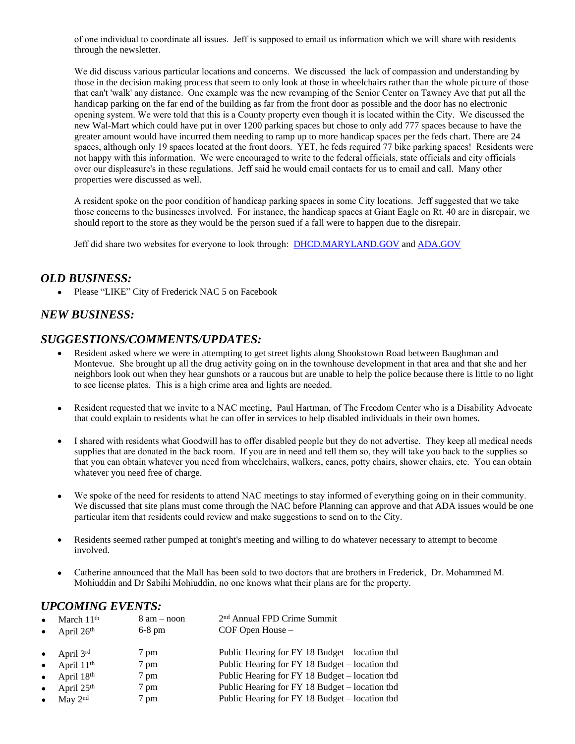of one individual to coordinate all issues. Jeff is supposed to email us information which we will share with residents through the newsletter.

We did discuss various particular locations and concerns. We discussed the lack of compassion and understanding by those in the decision making process that seem to only look at those in wheelchairs rather than the whole picture of those that can't 'walk' any distance. One example was the new revamping of the Senior Center on Tawney Ave that put all the handicap parking on the far end of the building as far from the front door as possible and the door has no electronic opening system. We were told that this is a County property even though it is located within the City. We discussed the new Wal-Mart which could have put in over 1200 parking spaces but chose to only add 777 spaces because to have the greater amount would have incurred them needing to ramp up to more handicap spaces per the feds chart. There are 24 spaces, although only 19 spaces located at the front doors. YET, he feds required 77 bike parking spaces! Residents were not happy with this information. We were encouraged to write to the federal officials, state officials and city officials over our displeasure's in these regulations. Jeff said he would email contacts for us to email and call. Many other properties were discussed as well.

A resident spoke on the poor condition of handicap parking spaces in some City locations. Jeff suggested that we take those concerns to the businesses involved. For instance, the handicap spaces at Giant Eagle on Rt. 40 are in disrepair, we should report to the store as they would be the person sued if a fall were to happen due to the disrepair.

Jeff did share two websites for everyone to look through: DHCD.MARYLAND.GOV and ADA.GOV

## *OLD BUSINESS:*

- Please "LIKE" City of Frederick NAC 5 on Facebook

## *NEW BUSINESS:*

## *SUGGESTIONS/COMMENTS/UPDATES:*

- Resident asked where we were in attempting to get street lights along Shookstown Road between Baughman and Montevue. She brought up all the drug activity going on in the townhouse development in that area and that she and her neighbors look out when they hear gunshots or a raucous but are unable to help the police because there is little to no light to see license plates. This is a high crime area and lights are needed.

- Resident requested that we invite to a NAC meeting, Paul Hartman, of The Freedom Center who is a Disability Advocate that could explain to residents what he can offer in services to help disabled individuals in their own homes.

- I shared with residents what Goodwill has to offer disabled people but they do not advertise. They keep all medical needs supplies that are donated in the back room. If you are in need and tell them so, they will take you back to the supplies so that you can obtain whatever you need from wheelchairs, walkers, canes, potty chairs, shower chairs, etc. You can obtain whatever you need free of charge.

- We spoke of the need for residents to attend NAC meetings to stay informed of everything going on in their community. We discussed that site plans must come through the NAC before Planning can approve and that ADA issues would be one particular item that residents could review and make suggestions to send on to the City.

- Residents seemed rather pumped at tonight's meeting and willing to do whatever necessary to attempt to become involved.

- Catherine announced that the Mall has been sold to two doctors that are brothers in Frederick, Dr. Mohammed M. Mohiuddin and Dr Sabihi Mohiuddin, no one knows what their plans are for the property.

## *UPCOMING EVENTS:*

| | | |
|---|---|---|
| • March 11th | 8 am – noon | 2nd Annual FPD Crime Summit |
| • April 26th | 6-8 pm | COF Open House – |
| • April 3rd | 7 pm | Public Hearing for FY 18 Budget – location tbd |
| • April 11th | 7 pm | Public Hearing for FY 18 Budget – location tbd |
| • April 18th | 7 pm | Public Hearing for FY 18 Budget – location tbd |
| • April 25th | 7 pm | Public Hearing for FY 18 Budget – location tbd |
| • May 2nd | 7 pm | Public Hearing for FY 18 Budget – location tbd |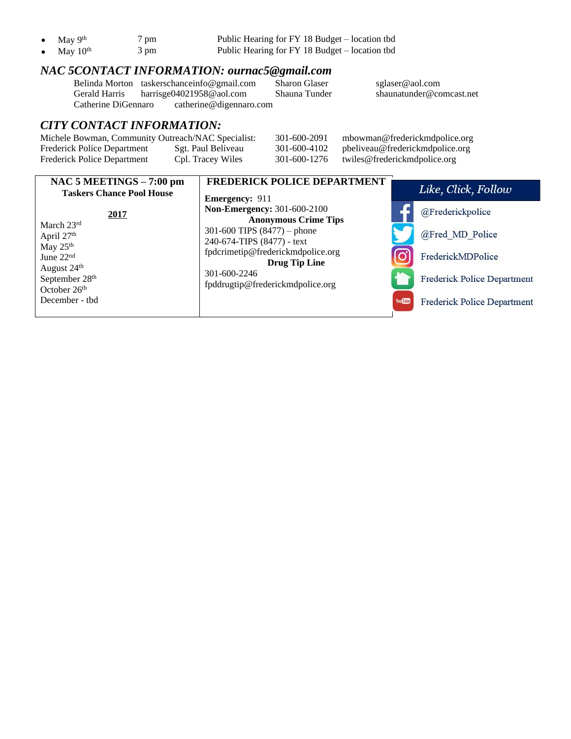- May 9th 7 pm Public Hearing for FY 18 Budget – location tbd
- May 10th 3 pm Public Hearing for FY 18 Budget – location tbd

## *NAC 5CONTACT INFORMATION: ournac5@gmail.com*

| | | | |
|---|---|---|---|
| Belinda Morton | taskerschanceinfo@gmail.com | Sharon Glaser | sglaser@aol.com |
| Gerald Harris | harrisge04021958@aol.com | Shauna Tunder | shaunatunder@comcast.net |
| Catherine DiGennaro | catherine@digennaro.com | | |

## *CITY CONTACT INFORMATION:*

| | | | |
|---|---|---|---|
| Michele Bowman, Community Outreach/NAC Specialist: | | 301-600-2091 | mbowman@frederickmdpolice.org |
| Frederick Police Department | Sgt. Paul Beliveau | 301-600-4102 | pbeliveau@frederickmdpolice.org |
| Frederick Police Department | Cpl. Tracey Wiles | 301-600-1276 | twiles@frederickmdpolice.org |

**NAC 5 MEETINGS – 7:00 pm**
**Taskers Chance Pool House**

**2017**

March 23rd
April 27th
May 25th
June 22nd
August 24th
September 28th
October 26th
December - tbd

**FREDERICK POLICE DEPARTMENT**

**Emergency:** 911
**Non-Emergency:** 301-600-2100

**Anonymous Crime Tips**
301-600 TIPS (8477) – phone
240-674-TIPS (8477) - text
fpdcrimetip@frederickmdpolice.org

**Drug Tip Line**
301-600-2246
fpddrugtip@frederickmdpolice.org

*Like, Click, Follow*

@Frederickpolice
@Fred_MD_Police
FrederickMDPolice
Frederick Police Department
Frederick Police Department